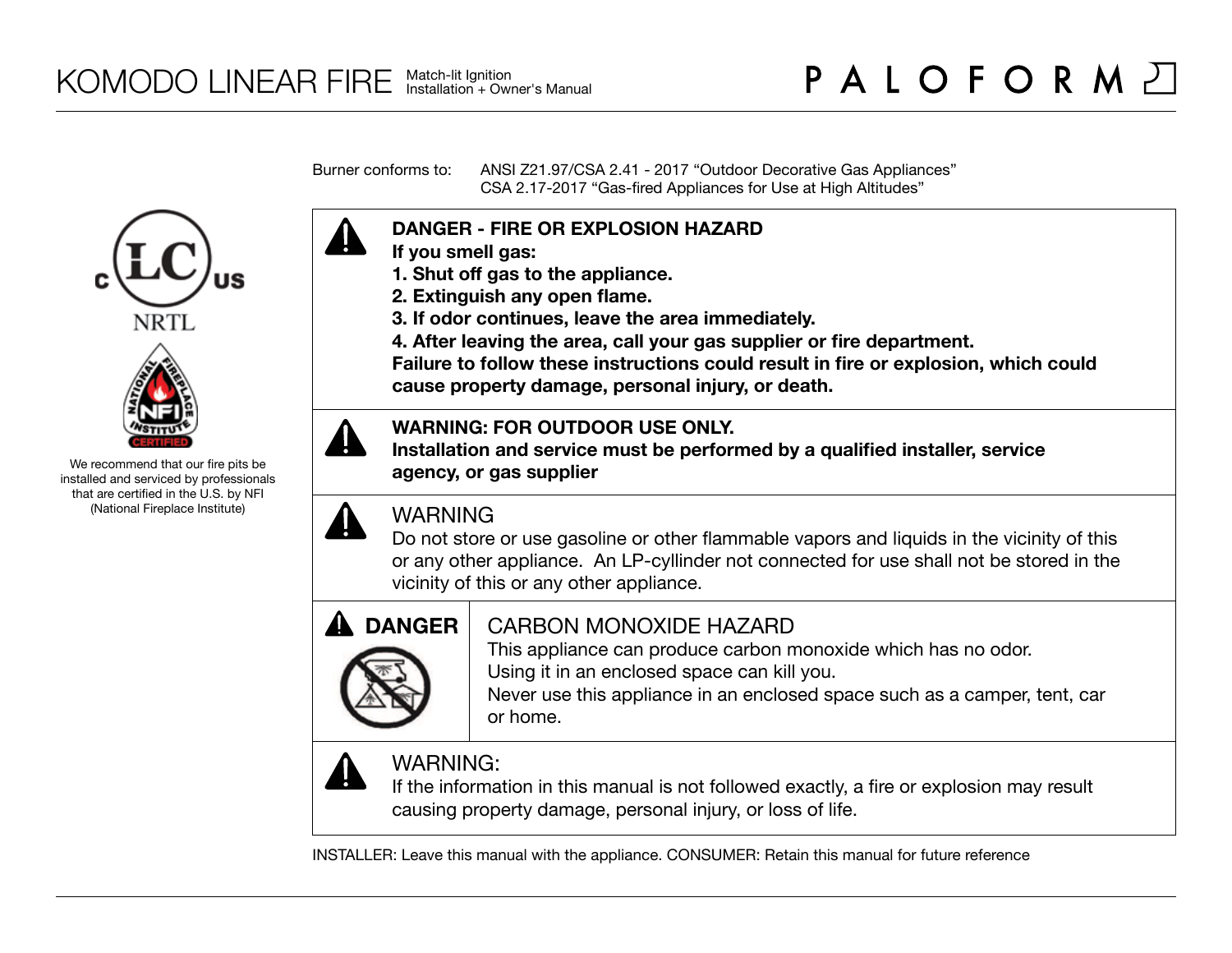# KOMODO LINEAR FIRE

Match-lit Ignition
Installation + Owner's Manual

PALOFORM

c LC us
NRTL

NATIONAL FIREPLACE INSTITUTE NFI CERTIFIED

We recommend that our fire pits be installed and serviced by professionals that are certified in the U.S. by NFI (National Fireplace Institute)

Burner conforms to: ANSI Z21.97/CSA 2.41 - 2017 "Outdoor Decorative Gas Appliances"
CSA 2.17-2017 "Gas-fired Appliances for Use at High Altitudes"

**DANGER - FIRE OR EXPLOSION HAZARD**
**If you smell gas:**
**1. Shut off gas to the appliance.**
**2. Extinguish any open flame.**
**3. If odor continues, leave the area immediately.**
**4. After leaving the area, call your gas supplier or fire department.**
**Failure to follow these instructions could result in fire or explosion, which could cause property damage, personal injury, or death.**

**WARNING: FOR OUTDOOR USE ONLY.**
**Installation and service must be performed by a qualified installer, service agency, or gas supplier**

WARNING
Do not store or use gasoline or other flammable vapors and liquids in the vicinity of this or any other appliance. An LP-cyllinder not connected for use shall not be stored in the vicinity of this or any other appliance.

**DANGER**

CARBON MONOXIDE HAZARD
This appliance can produce carbon monoxide which has no odor.
Using it in an enclosed space can kill you.
Never use this appliance in an enclosed space such as a camper, tent, car or home.

WARNING:
If the information in this manual is not followed exactly, a fire or explosion may result causing property damage, personal injury, or loss of life.

INSTALLER: Leave this manual with the appliance. CONSUMER: Retain this manual for future reference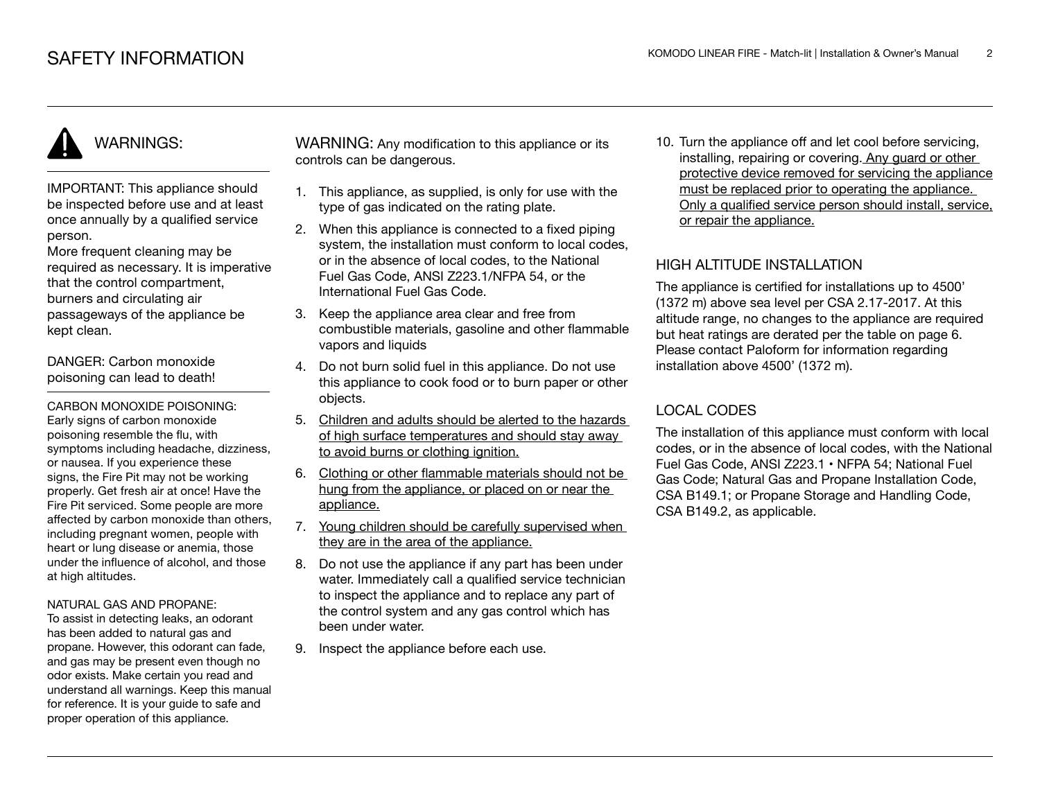# SAFETY INFORMATION

## WARNINGS:

IMPORTANT: This appliance should be inspected before use and at least once annually by a qualified service person.
More frequent cleaning may be required as necessary. It is imperative that the control compartment, burners and circulating air passageways of the appliance be kept clean.

DANGER: Carbon monoxide poisoning can lead to death!

CARBON MONOXIDE POISONING:
Early signs of carbon monoxide poisoning resemble the flu, with symptoms including headache, dizziness, or nausea. If you experience these signs, the Fire Pit may not be working properly. Get fresh air at once! Have the Fire Pit serviced. Some people are more affected by carbon monoxide than others, including pregnant women, people with heart or lung disease or anemia, those under the influence of alcohol, and those at high altitudes.

NATURAL GAS AND PROPANE:
To assist in detecting leaks, an odorant has been added to natural gas and propane. However, this odorant can fade, and gas may be present even though no odor exists. Make certain you read and understand all warnings. Keep this manual for reference. It is your guide to safe and proper operation of this appliance.

WARNING: Any modification to this appliance or its controls can be dangerous.

1. This appliance, as supplied, is only for use with the type of gas indicated on the rating plate.
2. When this appliance is connected to a fixed piping system, the installation must conform to local codes, or in the absence of local codes, to the National Fuel Gas Code, ANSI Z223.1/NFPA 54, or the International Fuel Gas Code.
3. Keep the appliance area clear and free from combustible materials, gasoline and other flammable vapors and liquids
4. Do not burn solid fuel in this appliance. Do not use this appliance to cook food or to burn paper or other objects.
5. <u>Children and adults should be alerted to the hazards of high surface temperatures and should stay away to avoid burns or clothing ignition.</u>
6. <u>Clothing or other flammable materials should not be hung from the appliance, or placed on or near the appliance.</u>
7. <u>Young children should be carefully supervised when they are in the area of the appliance.</u>
8. Do not use the appliance if any part has been under water. Immediately call a qualified service technician to inspect the appliance and to replace any part of the control system and any gas control which has been under water.
9. Inspect the appliance before each use.
10. Turn the appliance off and let cool before servicing, installing, repairing or covering. <u>Any guard or other protective device removed for servicing the appliance must be replaced prior to operating the appliance. Only a qualified service person should install, service, or repair the appliance.</u>

## HIGH ALTITUDE INSTALLATION

The appliance is certified for installations up to 4500' (1372 m) above sea level per CSA 2.17-2017. At this altitude range, no changes to the appliance are required but heat ratings are derated per the table on page 6. Please contact Paloform for information regarding installation above 4500' (1372 m).

## LOCAL CODES

The installation of this appliance must conform with local codes, or in the absence of local codes, with the National Fuel Gas Code, ANSI Z223.1 • NFPA 54; National Fuel Gas Code; Natural Gas and Propane Installation Code, CSA B149.1; or Propane Storage and Handling Code, CSA B149.2, as applicable.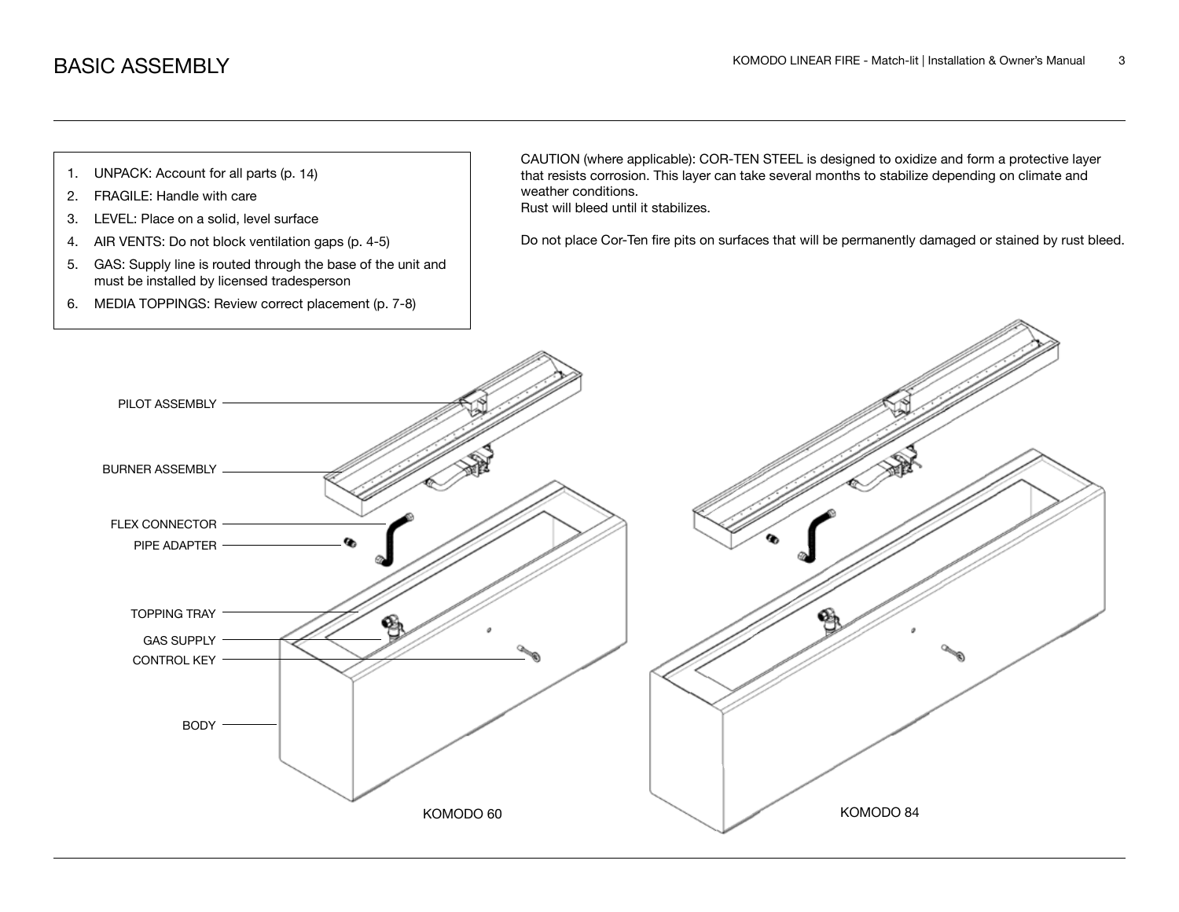# BASIC ASSEMBLY

1. UNPACK: Account for all parts (p. 14)
2. FRAGILE: Handle with care
3. LEVEL: Place on a solid, level surface
4. AIR VENTS: Do not block ventilation gaps (p. 4-5)
5. GAS: Supply line is routed through the base of the unit and must be installed by licensed tradesperson
6. MEDIA TOPPINGS: Review correct placement (p. 7-8)

CAUTION (where applicable): COR-TEN STEEL is designed to oxidize and form a protective layer that resists corrosion. This layer can take several months to stabilize depending on climate and weather conditions.
Rust will bleed until it stabilizes.

Do not place Cor-Ten fire pits on surfaces that will be permanently damaged or stained by rust bleed.

PILOT ASSEMBLY

BURNER ASSEMBLY

FLEX CONNECTOR

PIPE ADAPTER

TOPPING TRAY

GAS SUPPLY

CONTROL KEY

BODY

KOMODO 60

KOMODO 84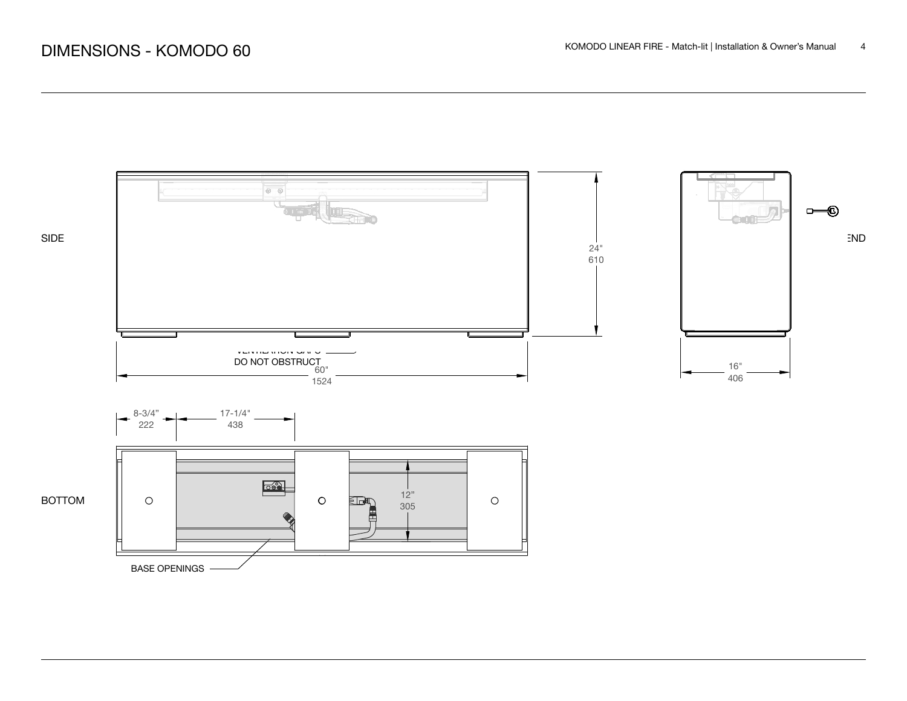# DIMENSIONS - KOMODO 60

SIDE

24"
610

VENTILATION GAPS
DO NOT OBSTRUCT

60"
1524

END

16"
406

BOTTOM

8-3/4"
222

17-1/4"
438

12"
305

BASE OPENINGS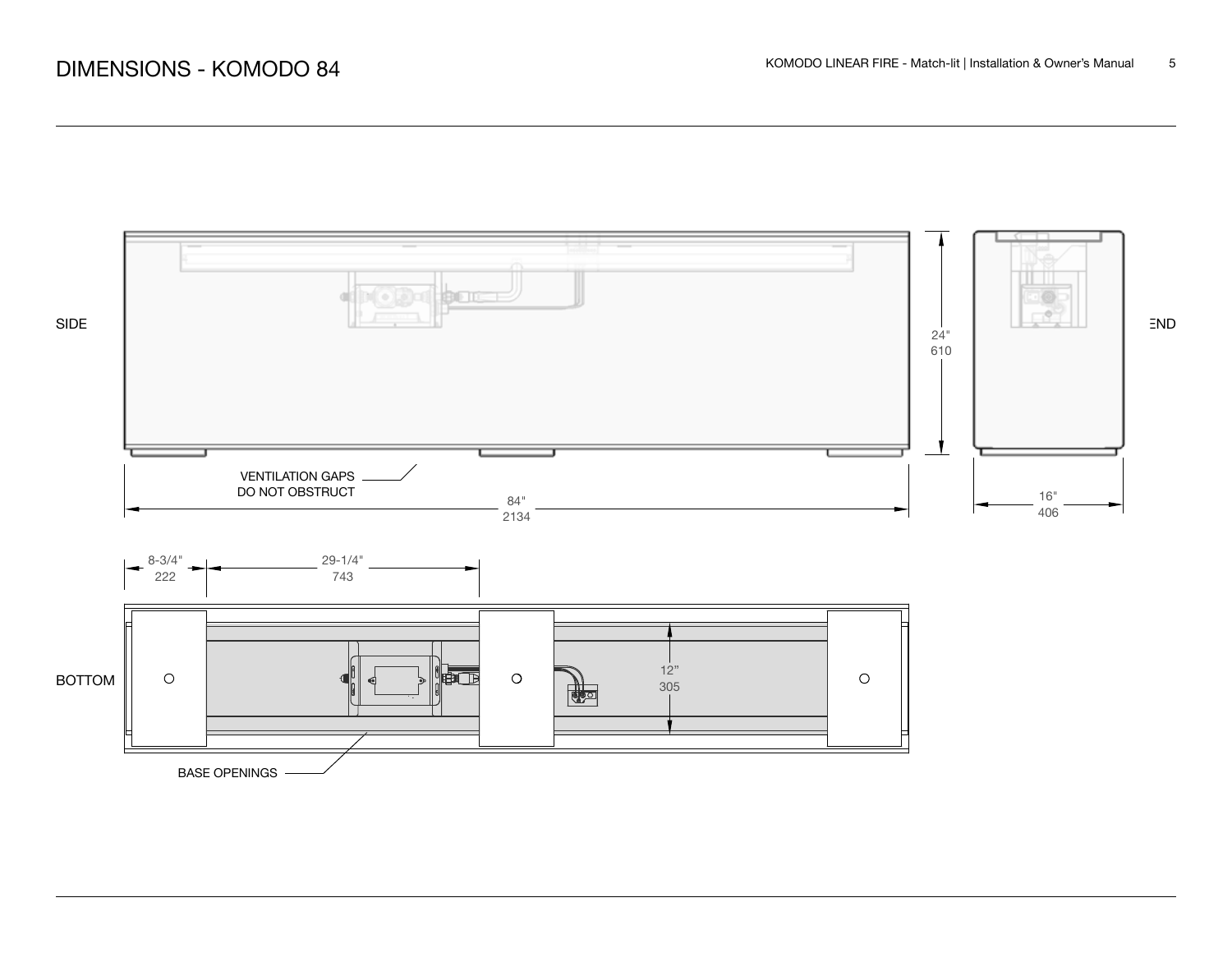# DIMENSIONS - KOMODO 84

SIDE

END

24"
610

VENTILATION GAPS
DO NOT OBSTRUCT

84"
2134

16"
406

8-3/4"
222

29-1/4"
743

BOTTOM

12"
305

BASE OPENINGS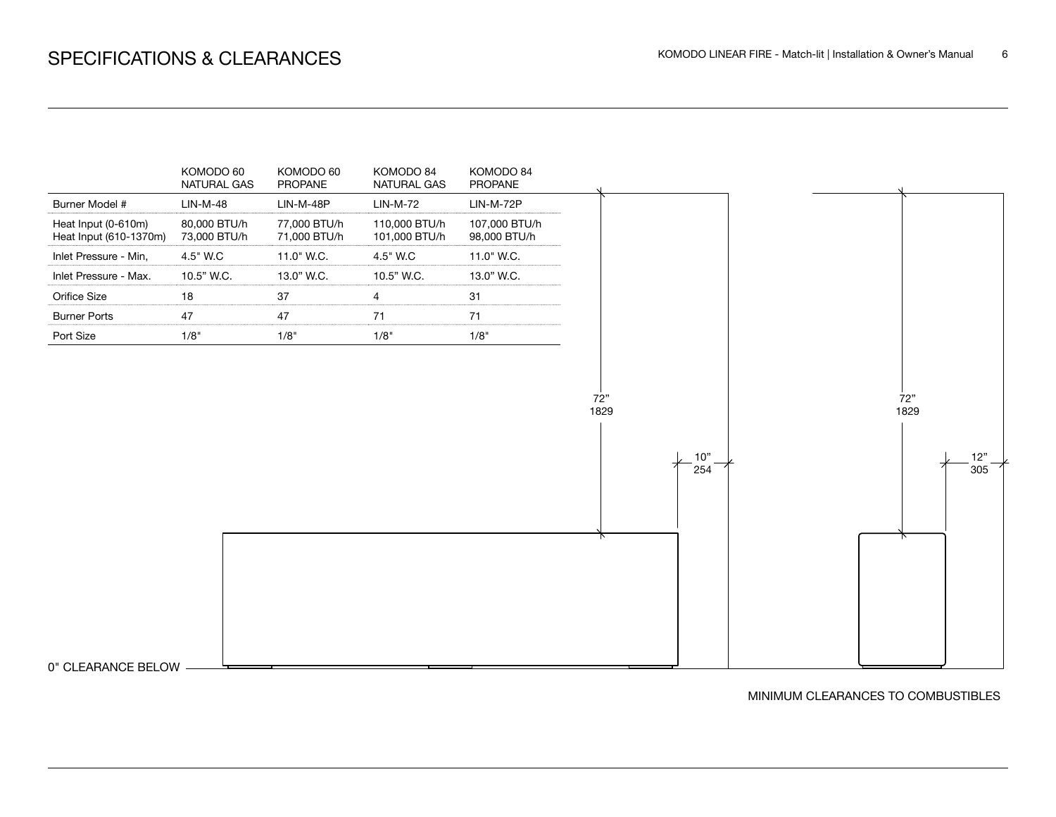# SPECIFICATIONS & CLEARANCES

| | KOMODO 60 NATURAL GAS | KOMODO 60 PROPANE | KOMODO 84 NATURAL GAS | KOMODO 84 PROPANE |
|---|---|---|---|---|
| Burner Model # | LIN-M-48 | LIN-M-48P | LIN-M-72 | LIN-M-72P |
| Heat Input (0-610m)<br>Heat Input (610-1370m) | 80,000 BTU/h<br>73,000 BTU/h | 77,000 BTU/h<br>71,000 BTU/h | 110,000 BTU/h<br>101,000 BTU/h | 107,000 BTU/h<br>98,000 BTU/h |
| Inlet Pressure - Min, | 4.5" W.C | 11.0" W.C. | 4.5" W.C | 11.0" W.C. |
| Inlet Pressure - Max. | 10.5" W.C. | 13.0" W.C. | 10.5" W.C. | 13.0" W.C. |
| Orifice Size | 18 | 37 | 4 | 31 |
| Burner Ports | 47 | 47 | 71 | 71 |
| Port Size | 1/8" | 1/8" | 1/8" | 1/8" |

72"
1829

10"
254

72"
1829

12"
305

0" CLEARANCE BELOW

MINIMUM CLEARANCES TO COMBUSTIBLES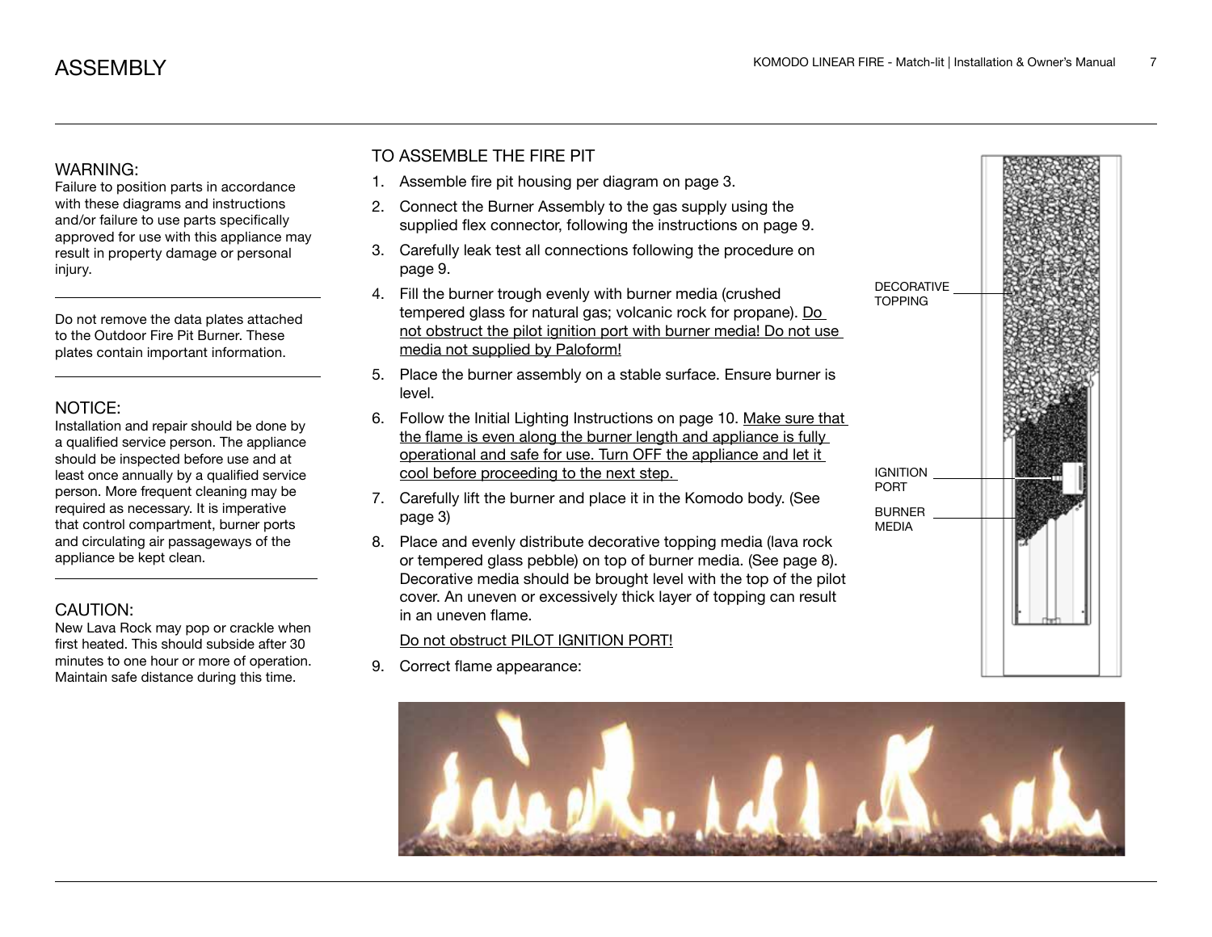# ASSEMBLY

### WARNING:

Failure to position parts in accordance with these diagrams and instructions and/or failure to use parts specifically approved for use with this appliance may result in property damage or personal injury.

---

Do not remove the data plates attached to the Outdoor Fire Pit Burner. These plates contain important information.

---

### NOTICE:

Installation and repair should be done by a qualified service person. The appliance should be inspected before use and at least once annually by a qualified service person. More frequent cleaning may be required as necessary. It is imperative that control compartment, burner ports and circulating air passageways of the appliance be kept clean.

---

### CAUTION:

New Lava Rock may pop or crackle when first heated. This should subside after 30 minutes to one hour or more of operation. Maintain safe distance during this time.

## TO ASSEMBLE THE FIRE PIT

1. Assemble fire pit housing per diagram on page 3.
2. Connect the Burner Assembly to the gas supply using the supplied flex connector, following the instructions on page 9.
3. Carefully leak test all connections following the procedure on page 9.
4. Fill the burner trough evenly with burner media (crushed tempered glass for natural gas; volcanic rock for propane). Do not obstruct the pilot ignition port with burner media! Do not use media not supplied by Paloform!
5. Place the burner assembly on a stable surface. Ensure burner is level.
6. Follow the Initial Lighting Instructions on page 10. Make sure that the flame is even along the burner length and appliance is fully operational and safe for use. Turn OFF the appliance and let it cool before proceeding to the next step.
7. Carefully lift the burner and place it in the Komodo body. (See page 3)
8. Place and evenly distribute decorative topping media (lava rock or tempered glass pebble) on top of burner media. (See page 8). Decorative media should be brought level with the top of the pilot cover. An uneven or excessively thick layer of topping can result in an uneven flame.

   Do not obstruct PILOT IGNITION PORT!

9. Correct flame appearance:

DECORATIVE TOPPING

IGNITION PORT

BURNER MEDIA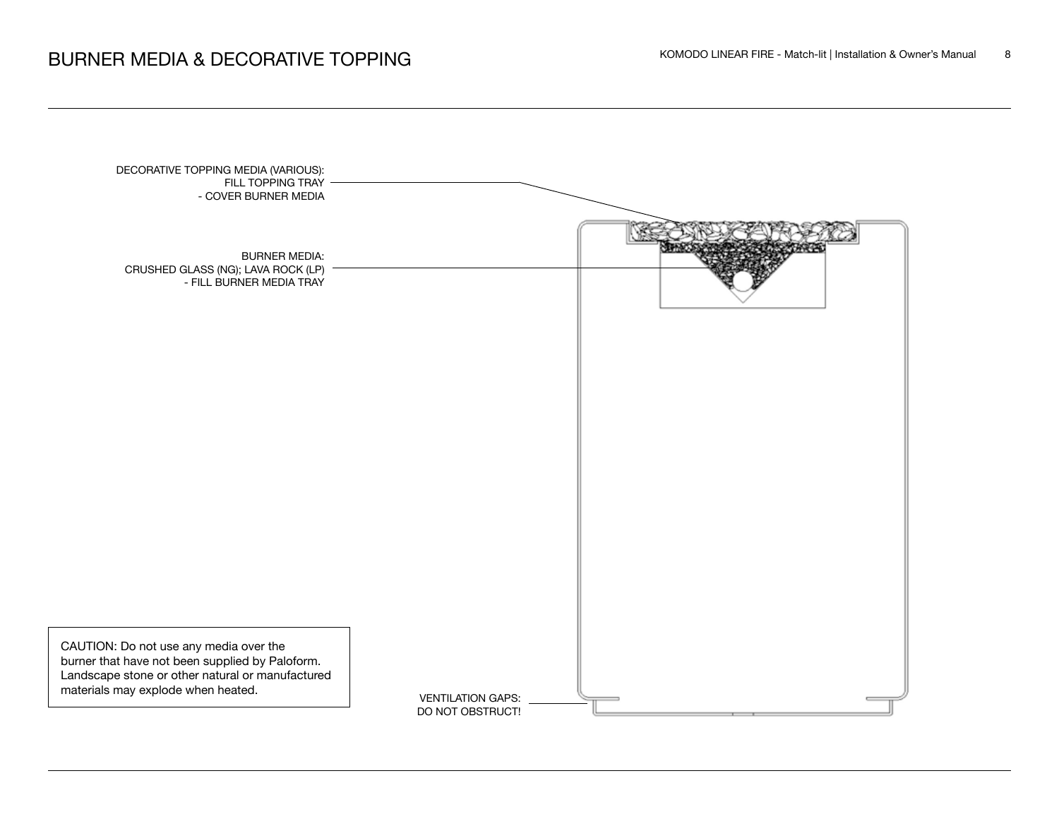# BURNER MEDIA & DECORATIVE TOPPING

DECORATIVE TOPPING MEDIA (VARIOUS):
FILL TOPPING TRAY
- COVER BURNER MEDIA

BURNER MEDIA:
CRUSHED GLASS (NG); LAVA ROCK (LP)
- FILL BURNER MEDIA TRAY

CAUTION: Do not use any media over the burner that have not been supplied by Paloform. Landscape stone or other natural or manufactured materials may explode when heated.

VENTILATION GAPS:
DO NOT OBSTRUCT!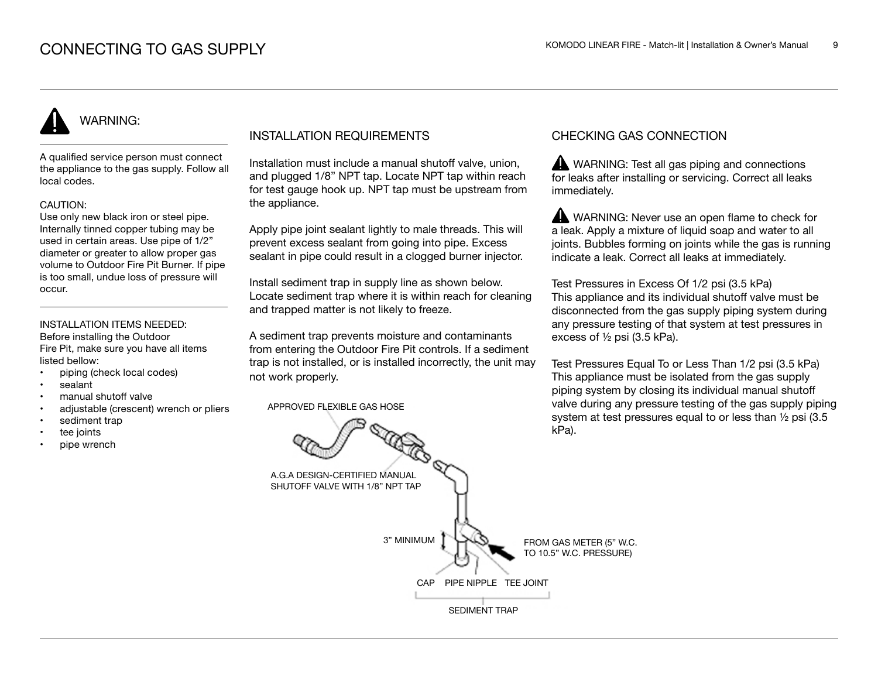# CONNECTING TO GAS SUPPLY

## WARNING:

A qualified service person must connect the appliance to the gas supply. Follow all local codes.

CAUTION:
Use only new black iron or steel pipe. Internally tinned copper tubing may be used in certain areas. Use pipe of 1/2" diameter or greater to allow proper gas volume to Outdoor Fire Pit Burner. If pipe is too small, undue loss of pressure will occur.

INSTALLATION ITEMS NEEDED:
Before installing the Outdoor Fire Pit, make sure you have all items listed bellow:

- piping (check local codes)
- sealant
- manual shutoff valve
- adjustable (crescent) wrench or pliers
- sediment trap
- tee joints
- pipe wrench

## INSTALLATION REQUIREMENTS

Installation must include a manual shutoff valve, union, and plugged 1/8" NPT tap. Locate NPT tap within reach for test gauge hook up. NPT tap must be upstream from the appliance.

Apply pipe joint sealant lightly to male threads. This will prevent excess sealant from going into pipe. Excess sealant in pipe could result in a clogged burner injector.

Install sediment trap in supply line as shown below. Locate sediment trap where it is within reach for cleaning and trapped matter is not likely to freeze.

A sediment trap prevents moisture and contaminants from entering the Outdoor Fire Pit controls. If a sediment trap is not installed, or is installed incorrectly, the unit may not work properly.

APPROVED FLEXIBLE GAS HOSE

A.G.A DESIGN-CERTIFIED MANUAL SHUTOFF VALVE WITH 1/8" NPT TAP

3" MINIMUM

FROM GAS METER (5" W.C. TO 10.5" W.C. PRESSURE)

CAP PIPE NIPPLE TEE JOINT

SEDIMENT TRAP

## CHECKING GAS CONNECTION

WARNING: Test all gas piping and connections for leaks after installing or servicing. Correct all leaks immediately.

WARNING: Never use an open flame to check for a leak. Apply a mixture of liquid soap and water to all joints. Bubbles forming on joints while the gas is running indicate a leak. Correct all leaks at immediately.

Test Pressures in Excess Of 1/2 psi (3.5 kPa)
This appliance and its individual shutoff valve must be disconnected from the gas supply piping system during any pressure testing of that system at test pressures in excess of ½ psi (3.5 kPa).

Test Pressures Equal To or Less Than 1/2 psi (3.5 kPa)
This appliance must be isolated from the gas supply piping system by closing its individual manual shutoff valve during any pressure testing of the gas supply piping system at test pressures equal to or less than ½ psi (3.5 kPa).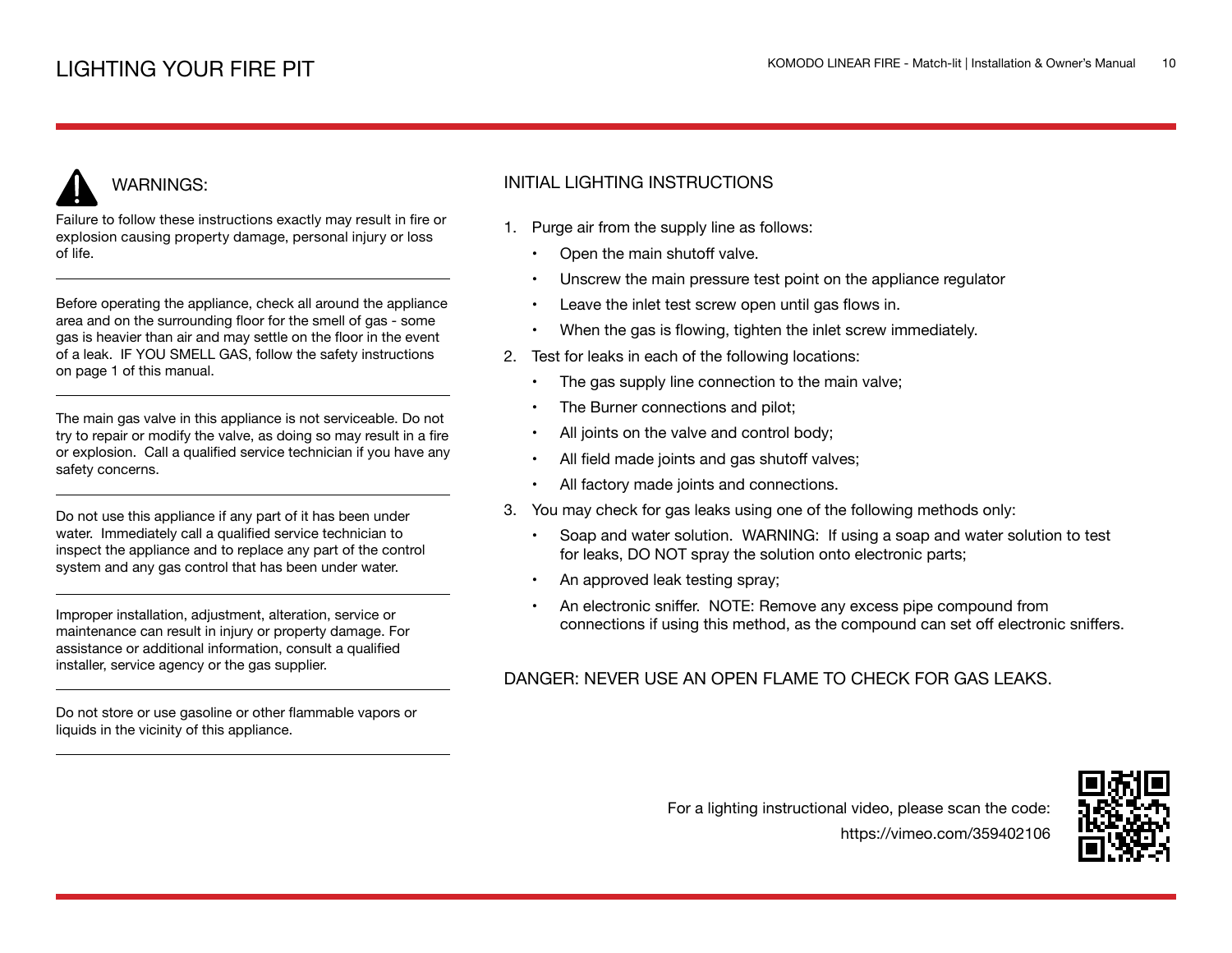# LIGHTING YOUR FIRE PIT

## WARNINGS:

Failure to follow these instructions exactly may result in fire or explosion causing property damage, personal injury or loss of life.

---

Before operating the appliance, check all around the appliance area and on the surrounding floor for the smell of gas - some gas is heavier than air and may settle on the floor in the event of a leak. IF YOU SMELL GAS, follow the safety instructions on page 1 of this manual.

---

The main gas valve in this appliance is not serviceable. Do not try to repair or modify the valve, as doing so may result in a fire or explosion. Call a qualified service technician if you have any safety concerns.

---

Do not use this appliance if any part of it has been under water. Immediately call a qualified service technician to inspect the appliance and to replace any part of the control system and any gas control that has been under water.

---

Improper installation, adjustment, alteration, service or maintenance can result in injury or property damage. For assistance or additional information, consult a qualified installer, service agency or the gas supplier.

---

Do not store or use gasoline or other flammable vapors or liquids in the vicinity of this appliance.

---

## INITIAL LIGHTING INSTRUCTIONS

1. Purge air from the supply line as follows:
   - Open the main shutoff valve.
   - Unscrew the main pressure test point on the appliance regulator
   - Leave the inlet test screw open until gas flows in.
   - When the gas is flowing, tighten the inlet screw immediately.
2. Test for leaks in each of the following locations:
   - The gas supply line connection to the main valve;
   - The Burner connections and pilot;
   - All joints on the valve and control body;
   - All field made joints and gas shutoff valves;
   - All factory made joints and connections.
3. You may check for gas leaks using one of the following methods only:
   - Soap and water solution. WARNING: If using a soap and water solution to test for leaks, DO NOT spray the solution onto electronic parts;
   - An approved leak testing spray;
   - An electronic sniffer. NOTE: Remove any excess pipe compound from connections if using this method, as the compound can set off electronic sniffers.

DANGER: NEVER USE AN OPEN FLAME TO CHECK FOR GAS LEAKS.

For a lighting instructional video, please scan the code:
https://vimeo.com/359402106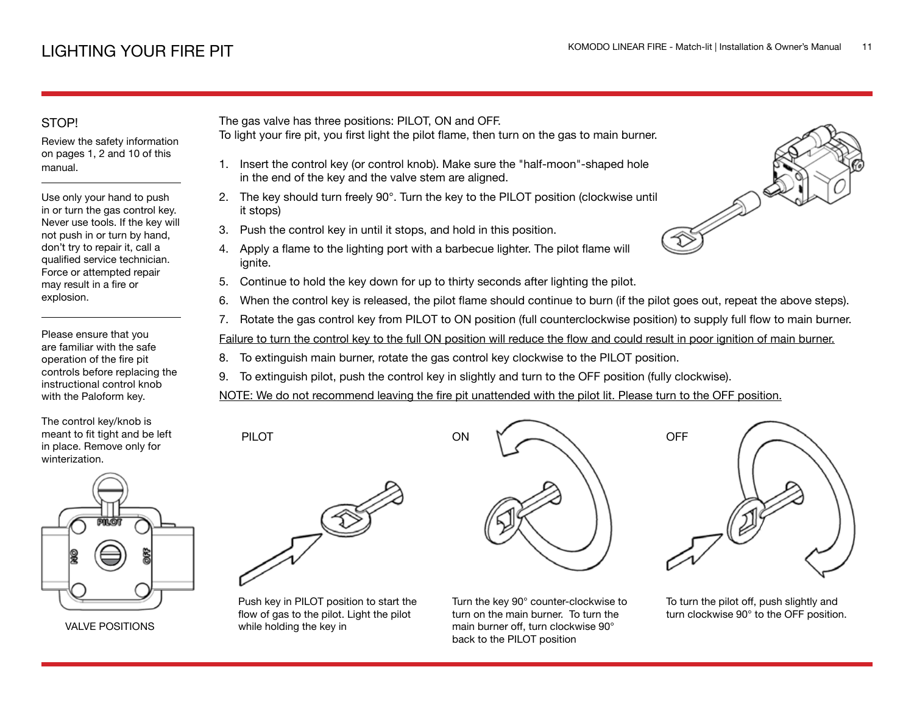# LIGHTING YOUR FIRE PIT

## STOP!

Review the safety information on pages 1, 2 and 10 of this manual.

Use only your hand to push in or turn the gas control key. Never use tools. If the key will not push in or turn by hand, don't try to repair it, call a qualified service technician. Force or attempted repair may result in a fire or explosion.

Please ensure that you are familiar with the safe operation of the fire pit controls before replacing the instructional control knob with the Paloform key.

The control key/knob is meant to fit tight and be left in place. Remove only for winterization.

PILOT

ON

OFF

VALVE POSITIONS

The gas valve has three positions: PILOT, ON and OFF.
To light your fire pit, you first light the pilot flame, then turn on the gas to main burner.

1. Insert the control key (or control knob). Make sure the "half-moon"-shaped hole in the end of the key and the valve stem are aligned.
2. The key should turn freely 90°. Turn the key to the PILOT position (clockwise until it stops)
3. Push the control key in until it stops, and hold in this position.
4. Apply a flame to the lighting port with a barbecue lighter. The pilot flame will ignite.
5. Continue to hold the key down for up to thirty seconds after lighting the pilot.
6. When the control key is released, the pilot flame should continue to burn (if the pilot goes out, repeat the above steps).
7. Rotate the gas control key from PILOT to ON position (full counterclockwise position) to supply full flow to main burner.

<u>Failure to turn the control key to the full ON position will reduce the flow and could result in poor ignition of main burner.</u>

8. To extinguish main burner, rotate the gas control key clockwise to the PILOT position.
9. To extinguish pilot, push the control key in slightly and turn to the OFF position (fully clockwise).

<u>NOTE: We do not recommend leaving the fire pit unattended with the pilot lit. Please turn to the OFF position.</u>

PILOT

Push key in PILOT position to start the flow of gas to the pilot. Light the pilot while holding the key in

ON

Turn the key 90° counter-clockwise to turn on the main burner. To turn the main burner off, turn clockwise 90° back to the PILOT position

OFF

To turn the pilot off, push slightly and turn clockwise 90° to the OFF position.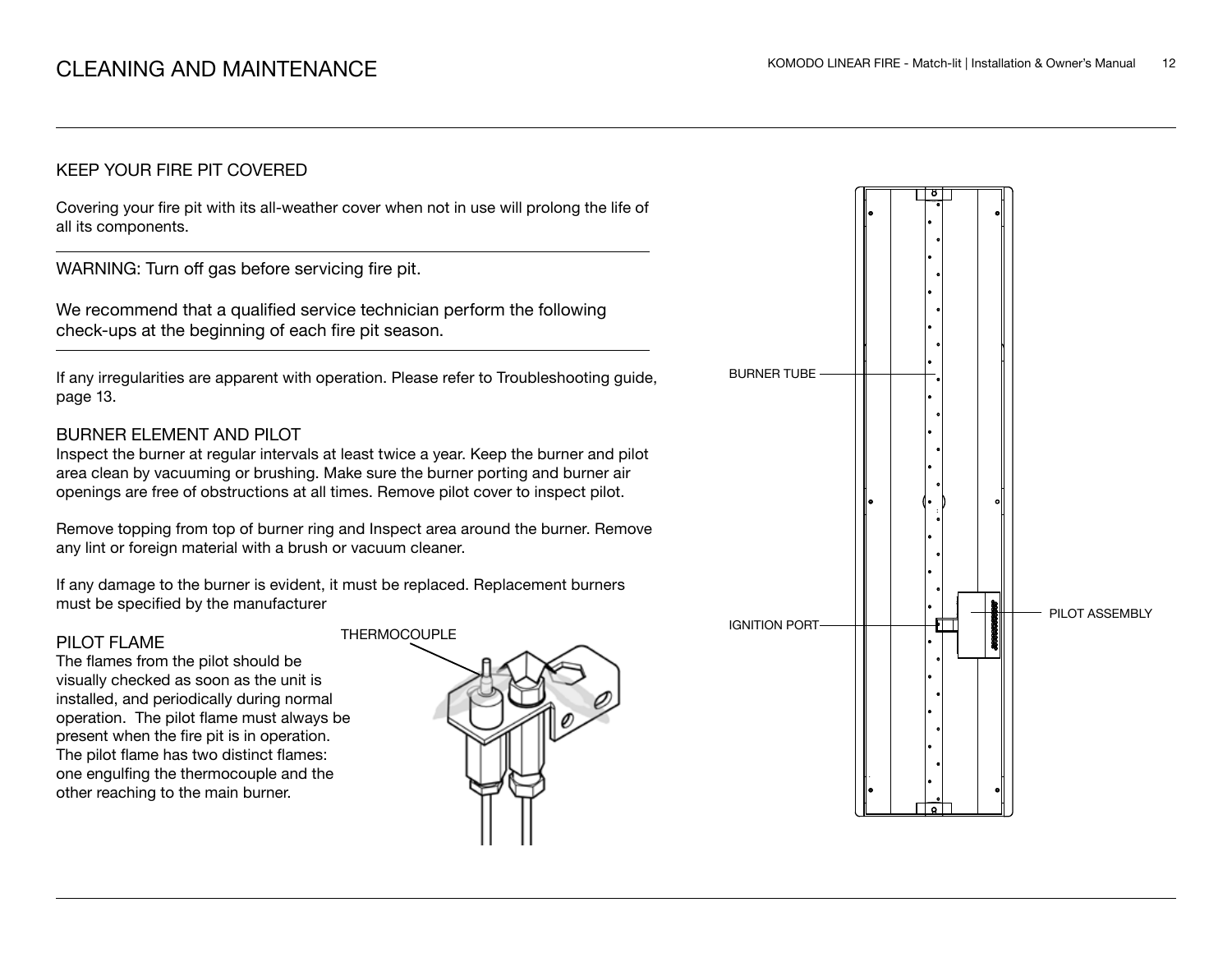# CLEANING AND MAINTENANCE

## KEEP YOUR FIRE PIT COVERED

Covering your fire pit with its all-weather cover when not in use will prolong the life of all its components.

WARNING: Turn off gas before servicing fire pit.

We recommend that a qualified service technician perform the following check-ups at the beginning of each fire pit season.

If any irregularities are apparent with operation. Please refer to Troubleshooting guide, page 13.

## BURNER ELEMENT AND PILOT

Inspect the burner at regular intervals at least twice a year. Keep the burner and pilot area clean by vacuuming or brushing. Make sure the burner porting and burner air openings are free of obstructions at all times. Remove pilot cover to inspect pilot.

Remove topping from top of burner ring and Inspect area around the burner. Remove any lint or foreign material with a brush or vacuum cleaner.

If any damage to the burner is evident, it must be replaced. Replacement burners must be specified by the manufacturer

## PILOT FLAME

The flames from the pilot should be visually checked as soon as the unit is installed, and periodically during normal operation. The pilot flame must always be present when the fire pit is in operation. The pilot flame has two distinct flames: one engulfing the thermocouple and the other reaching to the main burner.

THERMOCOUPLE

BURNER TUBE

IGNITION PORT

PILOT ASSEMBLY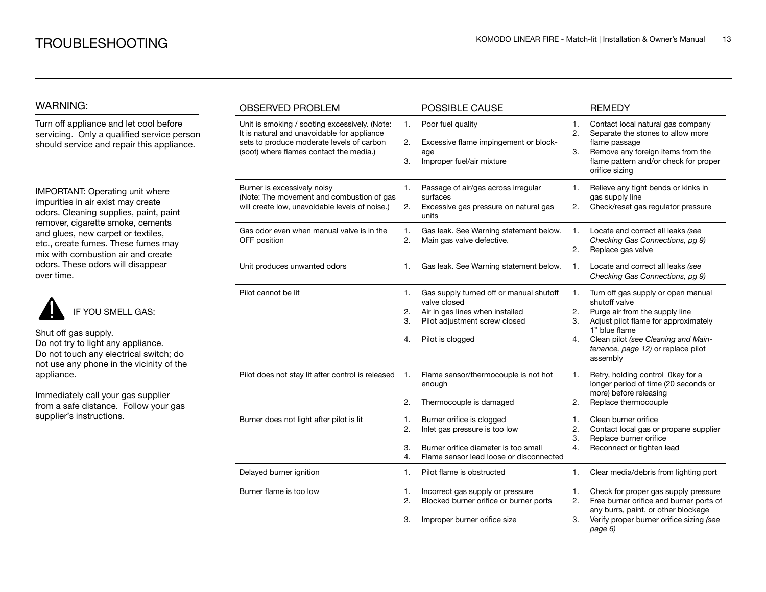# TROUBLESHOOTING

## WARNING:

Turn off appliance and let cool before servicing. Only a qualified service person should service and repair this appliance.

IMPORTANT: Operating unit where impurities in air exist may create odors. Cleaning supplies, paint, paint remover, cigarette smoke, cements and glues, new carpet or textiles, etc., create fumes. These fumes may mix with combustion air and create odors. These odors will disappear over time.

IF YOU SMELL GAS:

Shut off gas supply.
Do not try to light any appliance.
Do not touch any electrical switch; do not use any phone in the vicinity of the appliance.

Immediately call your gas supplier from a safe distance. Follow your gas supplier's instructions.

| OBSERVED PROBLEM | POSSIBLE CAUSE | REMEDY |
|---|---|---|
| Unit is smoking / sooting excessively. (Note: It is natural and unavoidable for appliance sets to produce moderate levels of carbon (soot) where flames contact the media.) | 1. Poor fuel quality<br>2. Excessive flame impingement or blockage<br>3. Improper fuel/air mixture | 1. Contact local natural gas company<br>2. Separate the stones to allow more flame passage<br>3. Remove any foreign items from the flame pattern and/or check for proper orifice sizing |
| Burner is excessively noisy (Note: The movement and combustion of gas will create low, unavoidable levels of noise.) | 1. Passage of air/gas across irregular surfaces<br>2. Excessive gas pressure on natural gas units | 1. Relieve any tight bends or kinks in gas supply line<br>2. Check/reset gas regulator pressure |
| Gas odor even when manual valve is in the OFF position | 1. Gas leak. See Warning statement below.<br>2. Main gas valve defective. | 1. Locate and correct all leaks *(see Checking Gas Connections, pg 9)*<br>2. Replace gas valve |
| Unit produces unwanted odors | 1. Gas leak. See Warning statement below. | 1. Locate and correct all leaks *(see Checking Gas Connections, pg 9)* |
| Pilot cannot be lit | 1. Gas supply turned off or manual shutoff valve closed<br>2. Air in gas lines when installed<br>3. Pilot adjustment screw closed<br>4. Pilot is clogged | 1. Turn off gas supply or open manual shutoff valve<br>2. Purge air from the supply line<br>3. Adjust pilot flame for approximately 1" blue flame<br>4. Clean pilot *(see Cleaning and Maintenance, page 12)* or replace pilot assembly |
| Pilot does not stay lit after control is released | 1. Flame sensor/thermocouple is not hot enough<br>2. Thermocouple is damaged | 1. Retry, holding control 0key for a longer period of time (20 seconds or more) before releasing<br>2. Replace thermocouple |
| Burner does not light after pilot is lit | 1. Burner orifice is clogged<br>2. Inlet gas pressure is too low<br>3. Burner orifice diameter is too small<br>4. Flame sensor lead loose or disconnected | 1. Clean burner orifice<br>2. Contact local gas or propane supplier<br>3. Replace burner orifice<br>4. Reconnect or tighten lead |
| Delayed burner ignition | 1. Pilot flame is obstructed | 1. Clear media/debris from lighting port |
| Burner flame is too low | 1. Incorrect gas supply or pressure<br>2. Blocked burner orifice or burner ports<br>3. Improper burner orifice size | 1. Check for proper gas supply pressure<br>2. Free burner orifice and burner ports of any burrs, paint, or other blockage<br>3. Verify proper burner orifice sizing *(see page 6)* |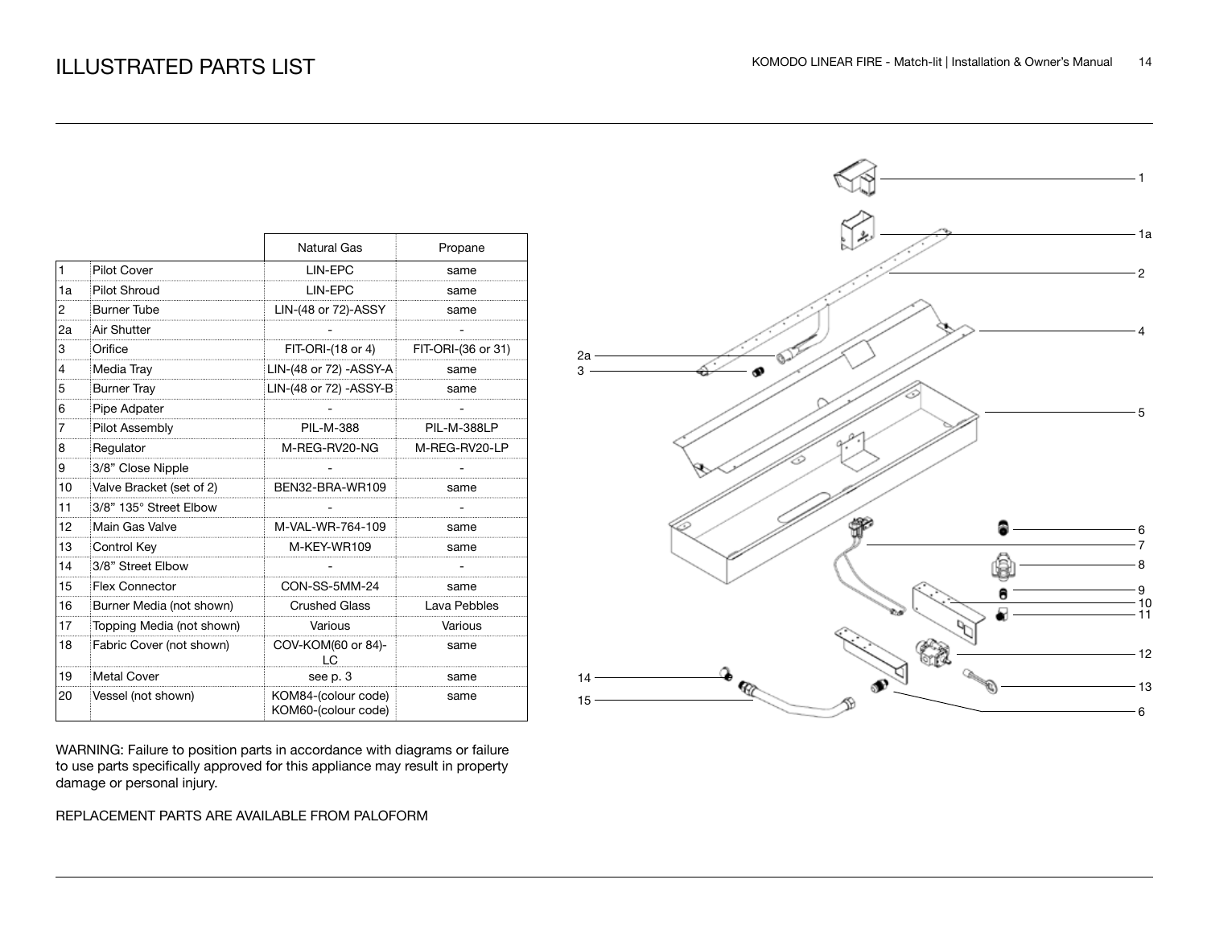# ILLUSTRATED PARTS LIST

| | | Natural Gas | Propane |
|---|---|---|---|
| 1 | Pilot Cover | LIN-EPC | same |
| 1a | Pilot Shroud | LIN-EPC | same |
| 2 | Burner Tube | LIN-(48 or 72)-ASSY | same |
| 2a | Air Shutter | - | - |
| 3 | Orifice | FIT-ORI-(18 or 4) | FIT-ORI-(36 or 31) |
| 4 | Media Tray | LIN-(48 or 72) -ASSY-A | same |
| 5 | Burner Tray | LIN-(48 or 72) -ASSY-B | same |
| 6 | Pipe Adpater | - | - |
| 7 | Pilot Assembly | PIL-M-388 | PIL-M-388LP |
| 8 | Regulator | M-REG-RV20-NG | M-REG-RV20-LP |
| 9 | 3/8" Close Nipple | - | - |
| 10 | Valve Bracket (set of 2) | BEN32-BRA-WR109 | same |
| 11 | 3/8" 135° Street Elbow | - | - |
| 12 | Main Gas Valve | M-VAL-WR-764-109 | same |
| 13 | Control Key | M-KEY-WR109 | same |
| 14 | 3/8" Street Elbow | - | - |
| 15 | Flex Connector | CON-SS-5MM-24 | same |
| 16 | Burner Media (not shown) | Crushed Glass | Lava Pebbles |
| 17 | Topping Media (not shown) | Various | Various |
| 18 | Fabric Cover (not shown) | COV-KOM(60 or 84)-LC | same |
| 19 | Metal Cover | see p. 3 | same |
| 20 | Vessel (not shown) | KOM84-(colour code) KOM60-(colour code) | same |

WARNING: Failure to position parts in accordance with diagrams or failure to use parts specifically approved for this appliance may result in property damage or personal injury.

REPLACEMENT PARTS ARE AVAILABLE FROM PALOFORM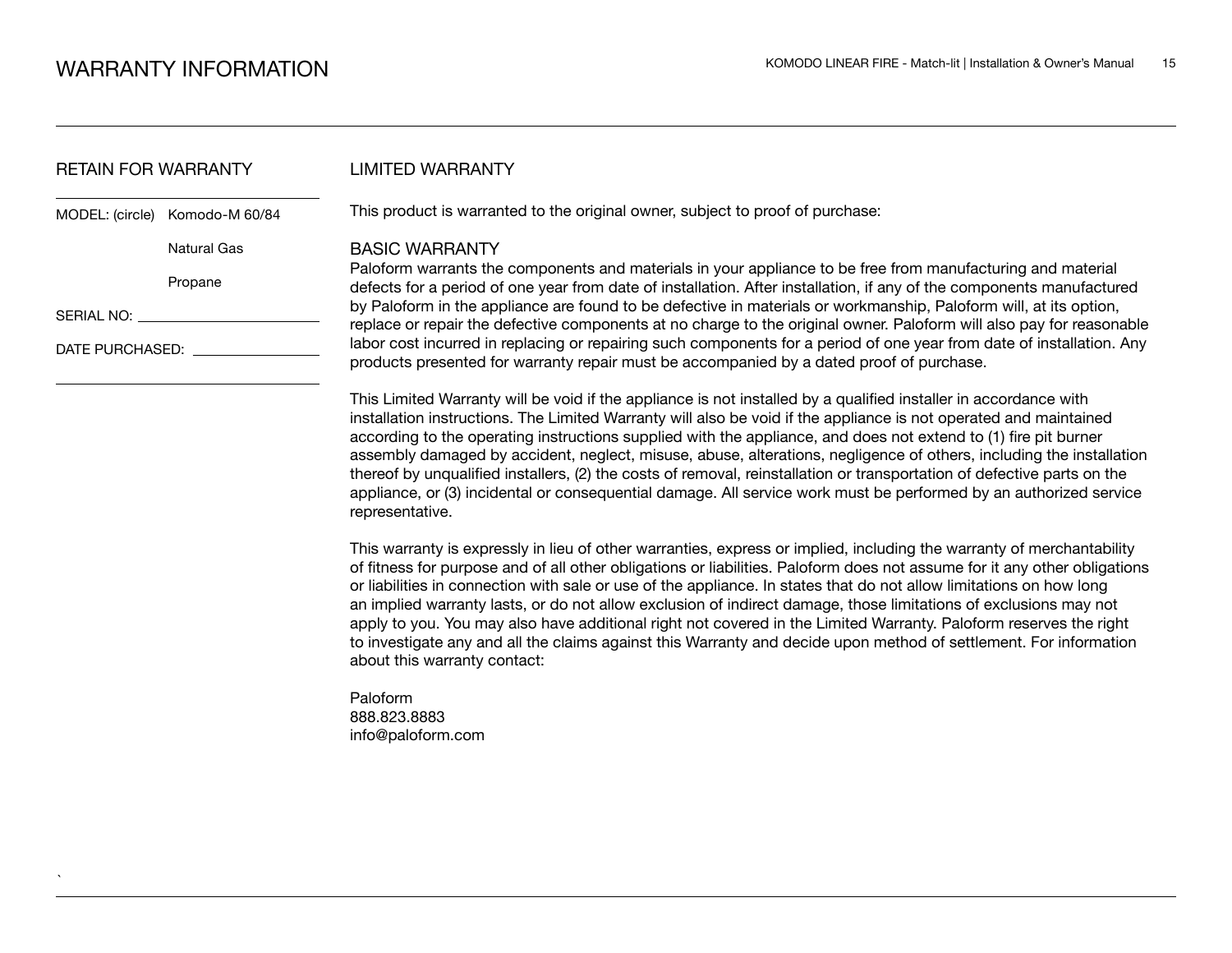# WARRANTY INFORMATION

## RETAIN FOR WARRANTY

MODEL: (circle) Komodo-M 60/84

Natural Gas

Propane

SERIAL NO: ____________________

DATE PURCHASED: ________________

## LIMITED WARRANTY

This product is warranted to the original owner, subject to proof of purchase:

### BASIC WARRANTY

Paloform warrants the components and materials in your appliance to be free from manufacturing and material defects for a period of one year from date of installation. After installation, if any of the components manufactured by Paloform in the appliance are found to be defective in materials or workmanship, Paloform will, at its option, replace or repair the defective components at no charge to the original owner. Paloform will also pay for reasonable labor cost incurred in replacing or repairing such components for a period of one year from date of installation. Any products presented for warranty repair must be accompanied by a dated proof of purchase.

This Limited Warranty will be void if the appliance is not installed by a qualified installer in accordance with installation instructions. The Limited Warranty will also be void if the appliance is not operated and maintained according to the operating instructions supplied with the appliance, and does not extend to (1) fire pit burner assembly damaged by accident, neglect, misuse, abuse, alterations, negligence of others, including the installation thereof by unqualified installers, (2) the costs of removal, reinstallation or transportation of defective parts on the appliance, or (3) incidental or consequential damage. All service work must be performed by an authorized service representative.

This warranty is expressly in lieu of other warranties, express or implied, including the warranty of merchantability of fitness for purpose and of all other obligations or liabilities. Paloform does not assume for it any other obligations or liabilities in connection with sale or use of the appliance. In states that do not allow limitations on how long an implied warranty lasts, or do not allow exclusion of indirect damage, those limitations of exclusions may not apply to you. You may also have additional right not covered in the Limited Warranty. Paloform reserves the right to investigate any and all the claims against this Warranty and decide upon method of settlement. For information about this warranty contact:

Paloform
888.823.8883
info@paloform.com